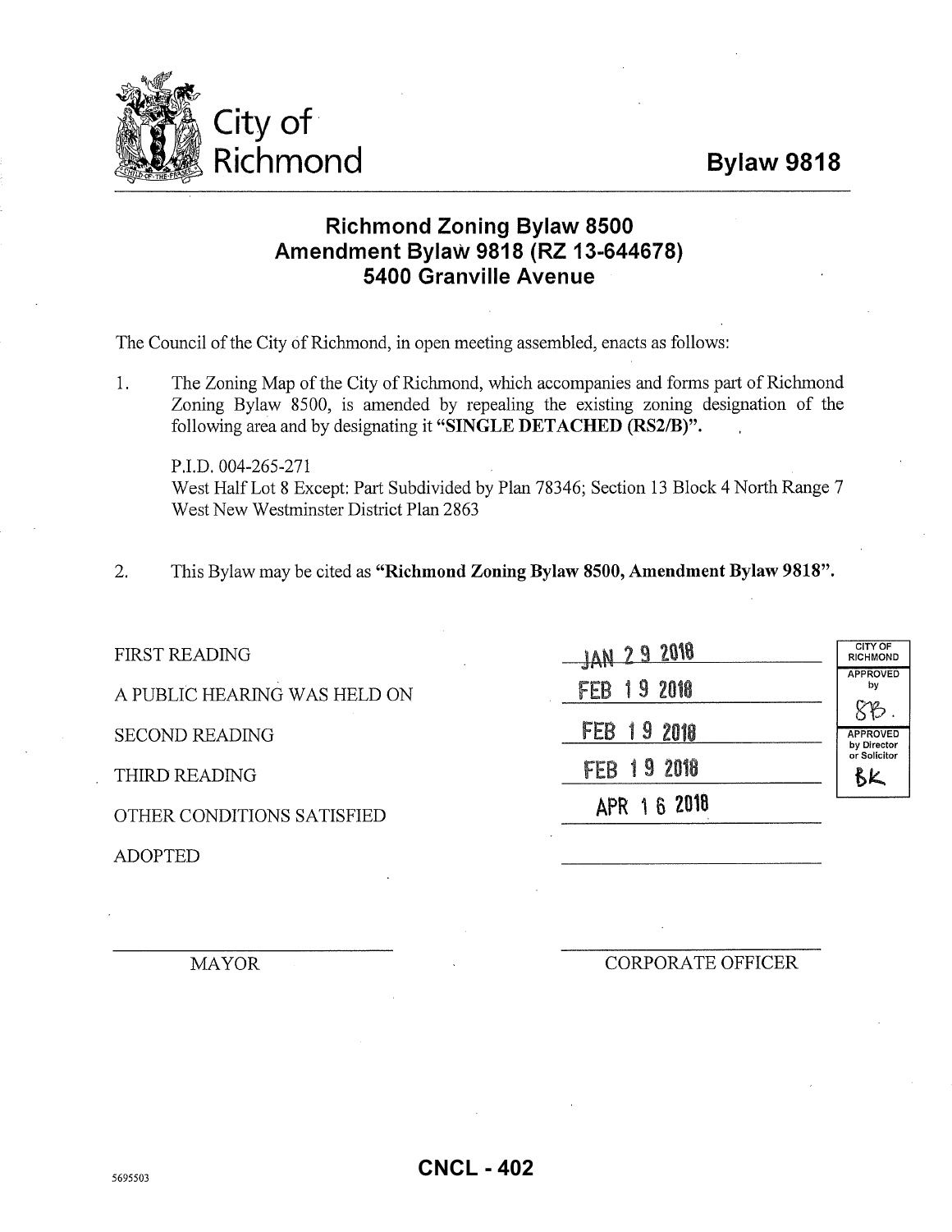City of Richmond

# Bylaw 9818

## Richmond Zoning Bylaw 8500 Amendment Bylaw 9818 (RZ 13-644678) 5400 Granville Avenue

The Council of the City of Richmond, in open meeting assembled, enacts as follows:

1. The Zoning Map of the City of Richmond, which accompanies and forms part of Richmond Zoning Bylaw 8500, is amended by repealing the existing zoning designation of the following area and by designating it **"SINGLE DETACHED (RS2/B)"**.

   P.I.D. 004-265-271
   West Half Lot 8 Except: Part Subdivided by Plan 78346; Section 13 Block 4 North Range 7 West New Westminster District Plan 2863

2. This Bylaw may be cited as **"Richmond Zoning Bylaw 8500, Amendment Bylaw 9818"**.

| | |
|---|---|
| FIRST READING | JAN 29 2018 |
| A PUBLIC HEARING WAS HELD ON | FEB 19 2018 |
| SECOND READING | FEB 19 2018 |
| THIRD READING | FEB 19 2018 |
| OTHER CONDITIONS SATISFIED | APR 16 2018 |
| ADOPTED | |

| CITY OF RICHMOND |
|---|
| APPROVED by SB. |
| APPROVED by Director or Solicitor BK |

MAYOR

CORPORATE OFFICER

5695503

CNCL - 402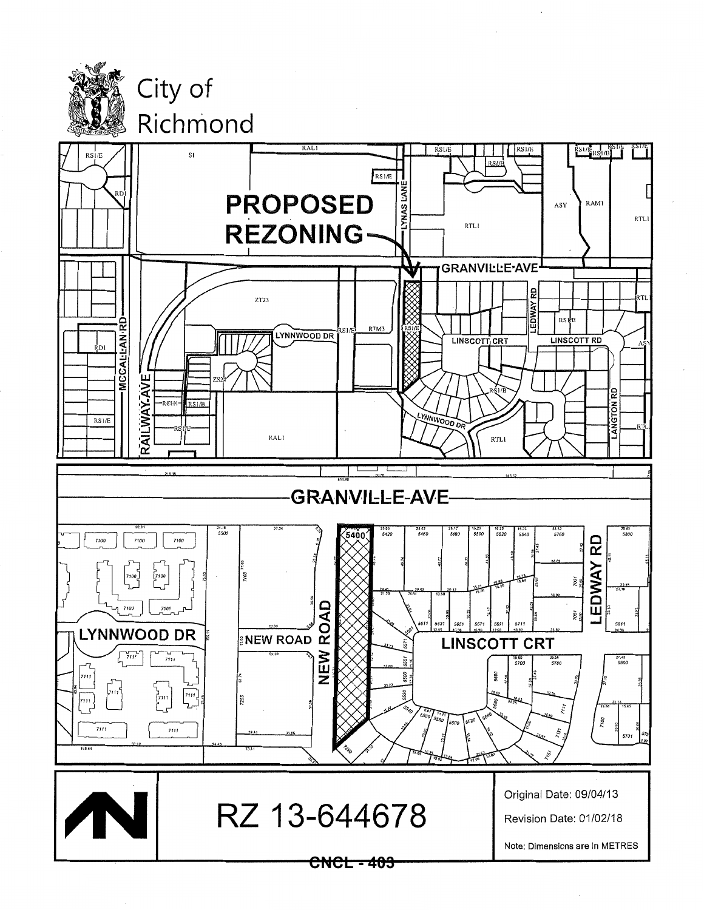City of Richmond

PROPOSED REZONING

GRANVILLE AVE

LYNAS LANE

LYNNWOOD DR

LINSCOTT CRT

LINSCOTT RD

LEDWAY RD

LANGTON RD

MCCALLAN RD

RAILWAY AVE

GRANVILLE AVE

LYNNWOOD DR

NEW ROAD

NEW ROAD

LINSCOTT CRT

LEDWAY RD

5400

RZ 13-644678

Original Date: 09/04/13

Revision Date: 01/02/18

Note: Dimensions are in METRES